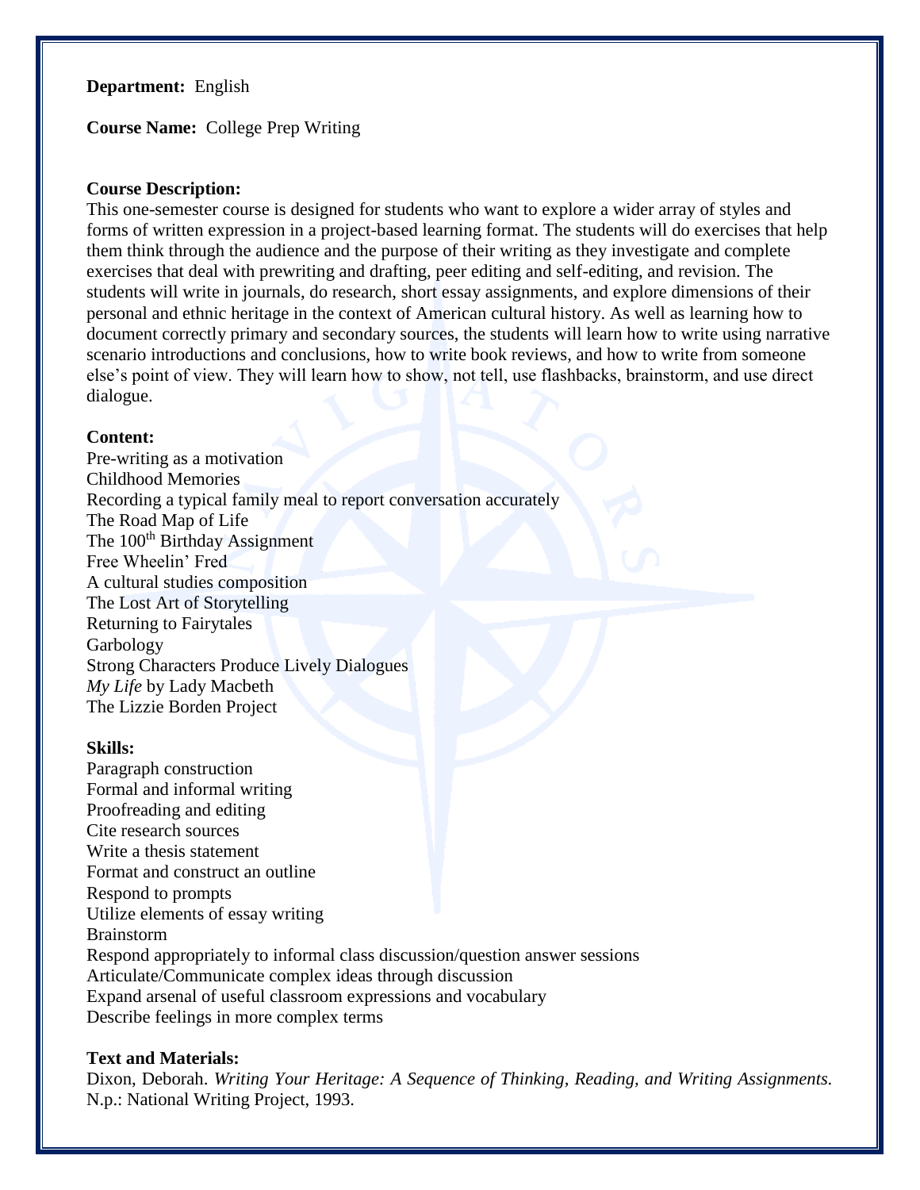**Department:** English

**Course Name:** College Prep Writing

**Course Description:**
This one-semester course is designed for students who want to explore a wider array of styles and forms of written expression in a project-based learning format. The students will do exercises that help them think through the audience and the purpose of their writing as they investigate and complete exercises that deal with prewriting and drafting, peer editing and self-editing, and revision. The students will write in journals, do research, short essay assignments, and explore dimensions of their personal and ethnic heritage in the context of American cultural history. As well as learning how to document correctly primary and secondary sources, the students will learn how to write using narrative scenario introductions and conclusions, how to write book reviews, and how to write from someone else's point of view. They will learn how to show, not tell, use flashbacks, brainstorm, and use direct dialogue.

**Content:**
Pre-writing as a motivation
Childhood Memories
Recording a typical family meal to report conversation accurately
The Road Map of Life
The 100th Birthday Assignment
Free Wheelin' Fred
A cultural studies composition
The Lost Art of Storytelling
Returning to Fairytales
Garbology
Strong Characters Produce Lively Dialogues
*My Life* by Lady Macbeth
The Lizzie Borden Project

**Skills:**
Paragraph construction
Formal and informal writing
Proofreading and editing
Cite research sources
Write a thesis statement
Format and construct an outline
Respond to prompts
Utilize elements of essay writing
Brainstorm
Respond appropriately to informal class discussion/question answer sessions
Articulate/Communicate complex ideas through discussion
Expand arsenal of useful classroom expressions and vocabulary
Describe feelings in more complex terms

**Text and Materials:**
Dixon, Deborah. *Writing Your Heritage: A Sequence of Thinking, Reading, and Writing Assignments.* N.p.: National Writing Project, 1993.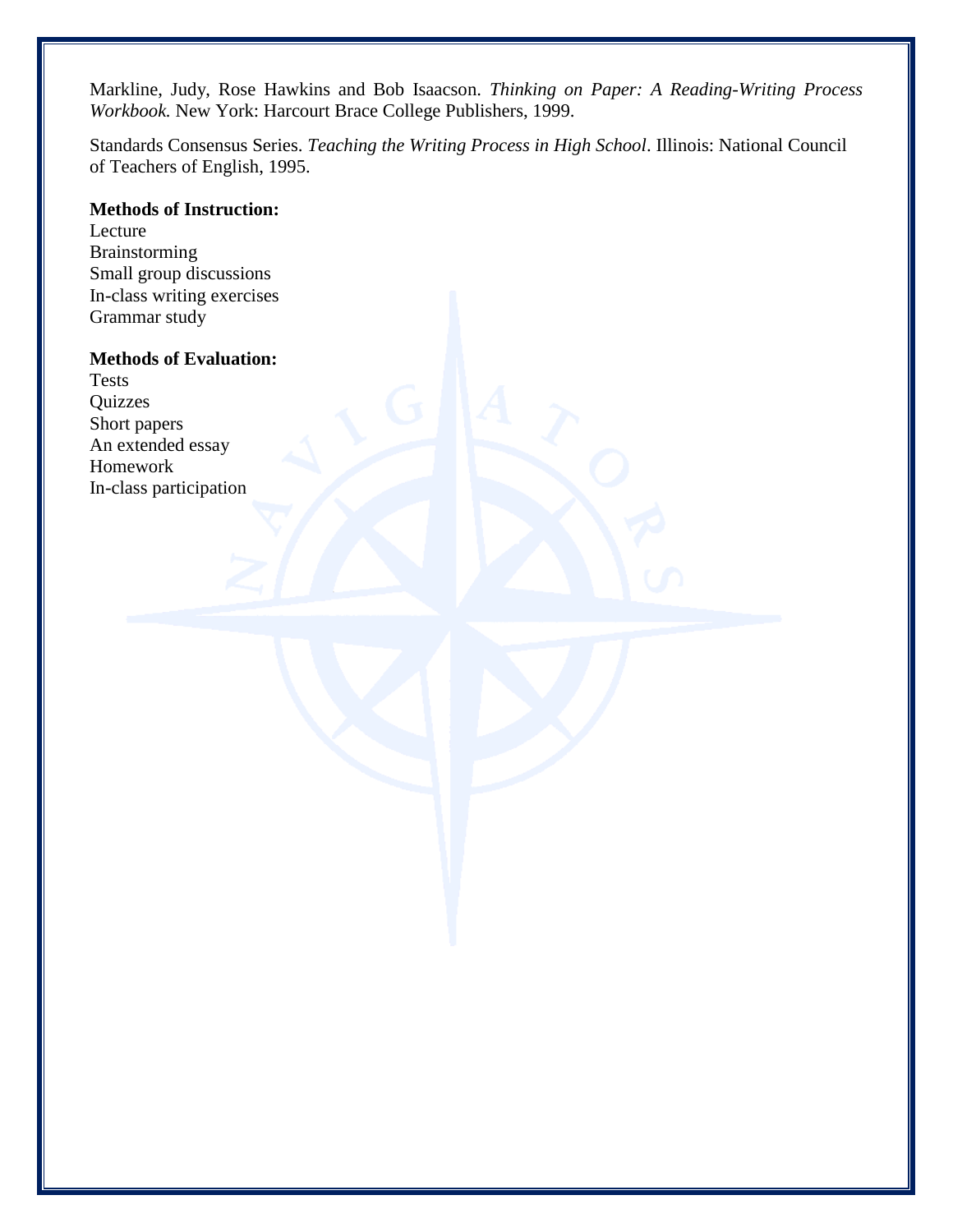Markline, Judy, Rose Hawkins and Bob Isaacson. *Thinking on Paper: A Reading-Writing Process Workbook.* New York: Harcourt Brace College Publishers, 1999.

Standards Consensus Series. *Teaching the Writing Process in High School*. Illinois: National Council of Teachers of English, 1995.

**Methods of Instruction:**
Lecture
Brainstorming
Small group discussions
In-class writing exercises
Grammar study

**Methods of Evaluation:**
Tests
Quizzes
Short papers
An extended essay
Homework
In-class participation